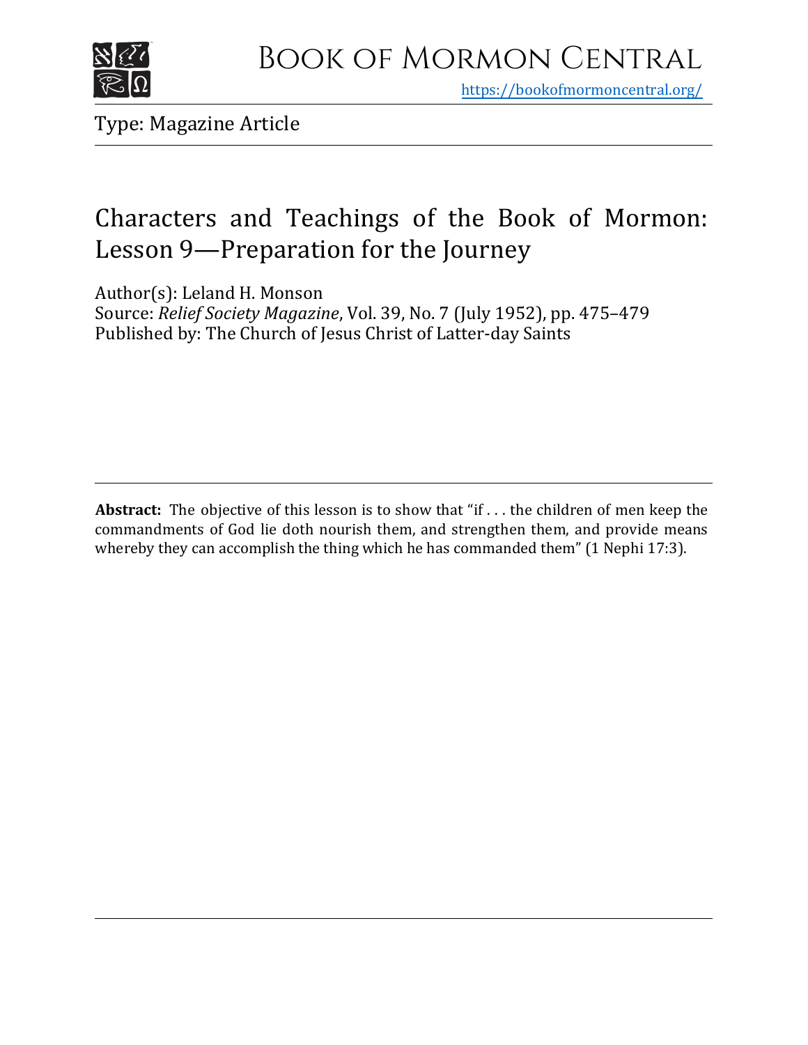Book of Mormon Central

https://bookofmormoncentral.org/

Type: Magazine Article

# Characters and Teachings of the Book of Mormon: Lesson 9—Preparation for the Journey

Author(s): Leland H. Monson
Source: *Relief Society Magazine*, Vol. 39, No. 7 (July 1952), pp. 475–479
Published by: The Church of Jesus Christ of Latter-day Saints

**Abstract:** The objective of this lesson is to show that "if . . . the children of men keep the commandments of God lie doth nourish them, and strengthen them, and provide means whereby they can accomplish the thing which he has commanded them" (1 Nephi 17:3).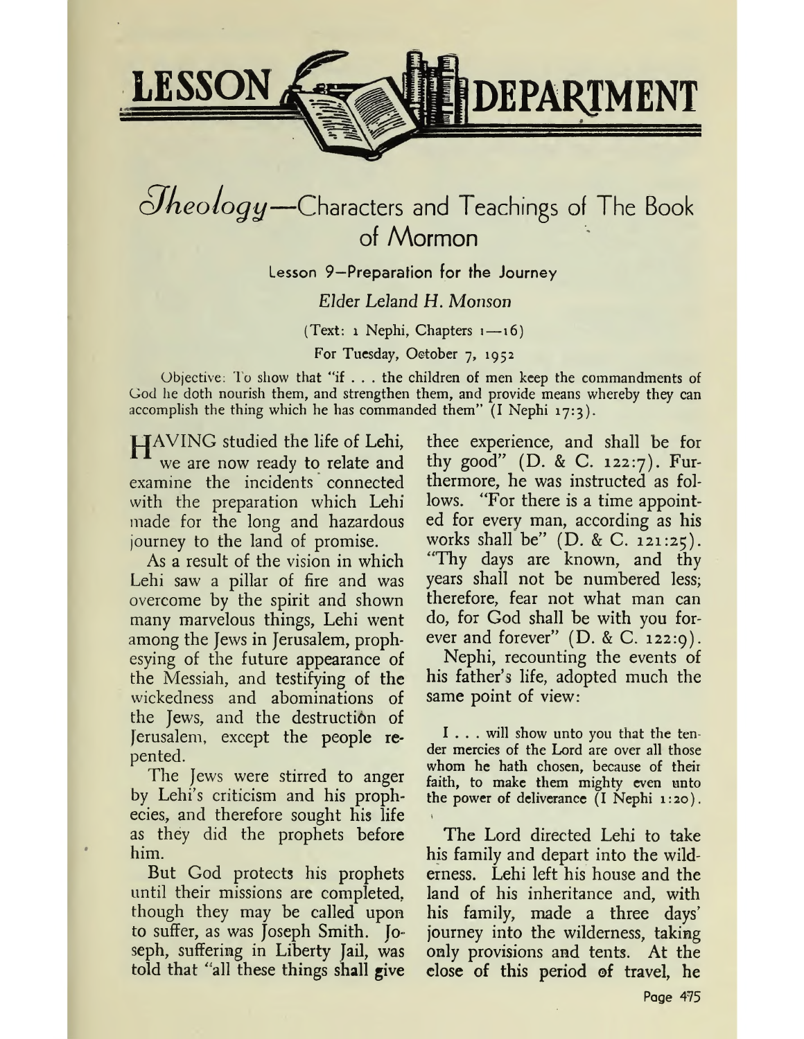# LESSON DEPARTMENT

## *Theology*—Characters and Teachings of The Book of Mormon

### Lesson 9—Preparation for the Journey

*Elder Leland H. Monson*

(Text: 1 Nephi, Chapters 1—16)

For Tuesday, October 7, 1952

Objective: To show that "if . . . the children of men keep the commandments of God he doth nourish them, and strengthen them, and provide means whereby they can accomplish the thing which he has commanded them" (I Nephi 17:3).

HAVING studied the life of Lehi, we are now ready to relate and examine the incidents connected with the preparation which Lehi made for the long and hazardous journey to the land of promise.

As a result of the vision in which Lehi saw a pillar of fire and was overcome by the spirit and shown many marvelous things, Lehi went among the Jews in Jerusalem, prophesying of the future appearance of the Messiah, and testifying of the wickedness and abominations of the Jews, and the destruction of Jerusalem, except the people repented.

The Jews were stirred to anger by Lehi's criticism and his prophecies, and therefore sought his life as they did the prophets before him.

But God protects his prophets until their missions are completed, though they may be called upon to suffer, as was Joseph Smith. Joseph, suffering in Liberty Jail, was told that "all these things shall give thee experience, and shall be for thy good" (D. & C. 122:7). Furthermore, he was instructed as follows. "For there is a time appointed for every man, according as his works shall be" (D. & C. 121:25). "Thy days are known, and thy years shall not be numbered less; therefore, fear not what man can do, for God shall be with you forever and forever" (D. & C. 122:9).

Nephi, recounting the events of his father's life, adopted much the same point of view:

> I . . . will show unto you that the tender mercies of the Lord are over all those whom he hath chosen, because of their faith, to make them mighty even unto the power of deliverance (I Nephi 1:20).

The Lord directed Lehi to take his family and depart into the wilderness. Lehi left his house and the land of his inheritance and, with his family, made a three days' journey into the wilderness, taking only provisions and tents. At the close of this period of travel, he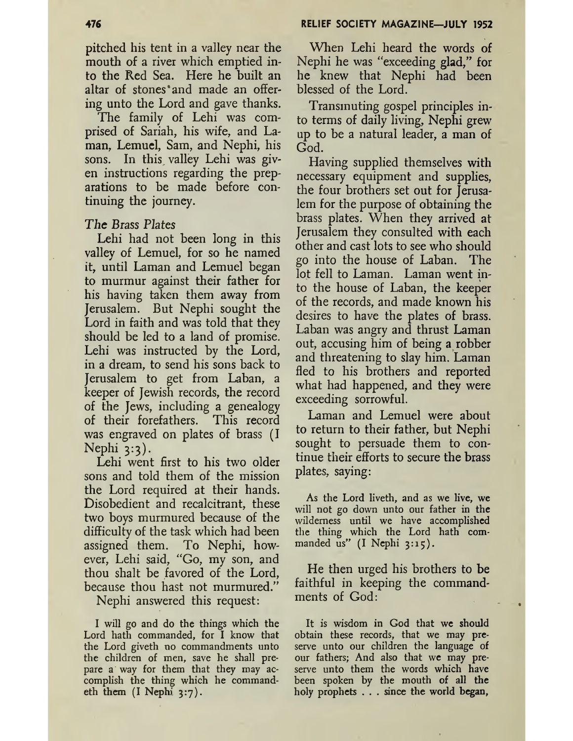pitched his tent in a valley near the mouth of a river which emptied into the Red Sea. Here he built an altar of stones and made an offering unto the Lord and gave thanks.

The family of Lehi was comprised of Sariah, his wife, and Laman, Lemuel, Sam, and Nephi, his sons. In this valley Lehi was given instructions regarding the preparations to be made before continuing the journey.

*The Brass Plates*

Lehi had not been long in this valley of Lemuel, for so he named it, until Laman and Lemuel began to murmur against their father for his having taken them away from Jerusalem. But Nephi sought the Lord in faith and was told that they should be led to a land of promise. Lehi was instructed by the Lord, in a dream, to send his sons back to Jerusalem to get from Laban, a keeper of Jewish records, the record of the Jews, including a genealogy of their forefathers. This record was engraved on plates of brass (I Nephi 3:3).

Lehi went first to his two older sons and told them of the mission the Lord required at their hands. Disobedient and recalcitrant, these two boys murmured because of the difficulty of the task which had been assigned them. To Nephi, however, Lehi said, "Go, my son, and thou shalt be favored of the Lord, because thou hast not murmured."

Nephi answered this request:

> I will go and do the things which the Lord hath commanded, for I know that the Lord giveth no commandments unto the children of men, save he shall prepare a way for them that they may accomplish the thing which he commandeth them (I Nephi 3:7).

When Lehi heard the words of Nephi he was "exceeding glad," for he knew that Nephi had been blessed of the Lord.

Transmuting gospel principles into terms of daily living, Nephi grew up to be a natural leader, a man of God.

Having supplied themselves with necessary equipment and supplies, the four brothers set out for Jerusalem for the purpose of obtaining the brass plates. When they arrived at Jerusalem they consulted with each other and cast lots to see who should go into the house of Laban. The lot fell to Laman. Laman went into the house of Laban, the keeper of the records, and made known his desires to have the plates of brass. Laban was angry and thrust Laman out, accusing him of being a robber and threatening to slay him. Laman fled to his brothers and reported what had happened, and they were exceeding sorrowful.

Laman and Lemuel were about to return to their father, but Nephi sought to persuade them to continue their efforts to secure the brass plates, saying:

> As the Lord liveth, and as we live, we will not go down unto our father in the wilderness until we have accomplished the thing which the Lord hath commanded us" (I Nephi 3:15).

He then urged his brothers to be faithful in keeping the commandments of God:

> It is wisdom in God that we should obtain these records, that we may preserve unto our children the language of our fathers; And also that we may preserve unto them the words which have been spoken by the mouth of all the holy prophets . . . since the world began,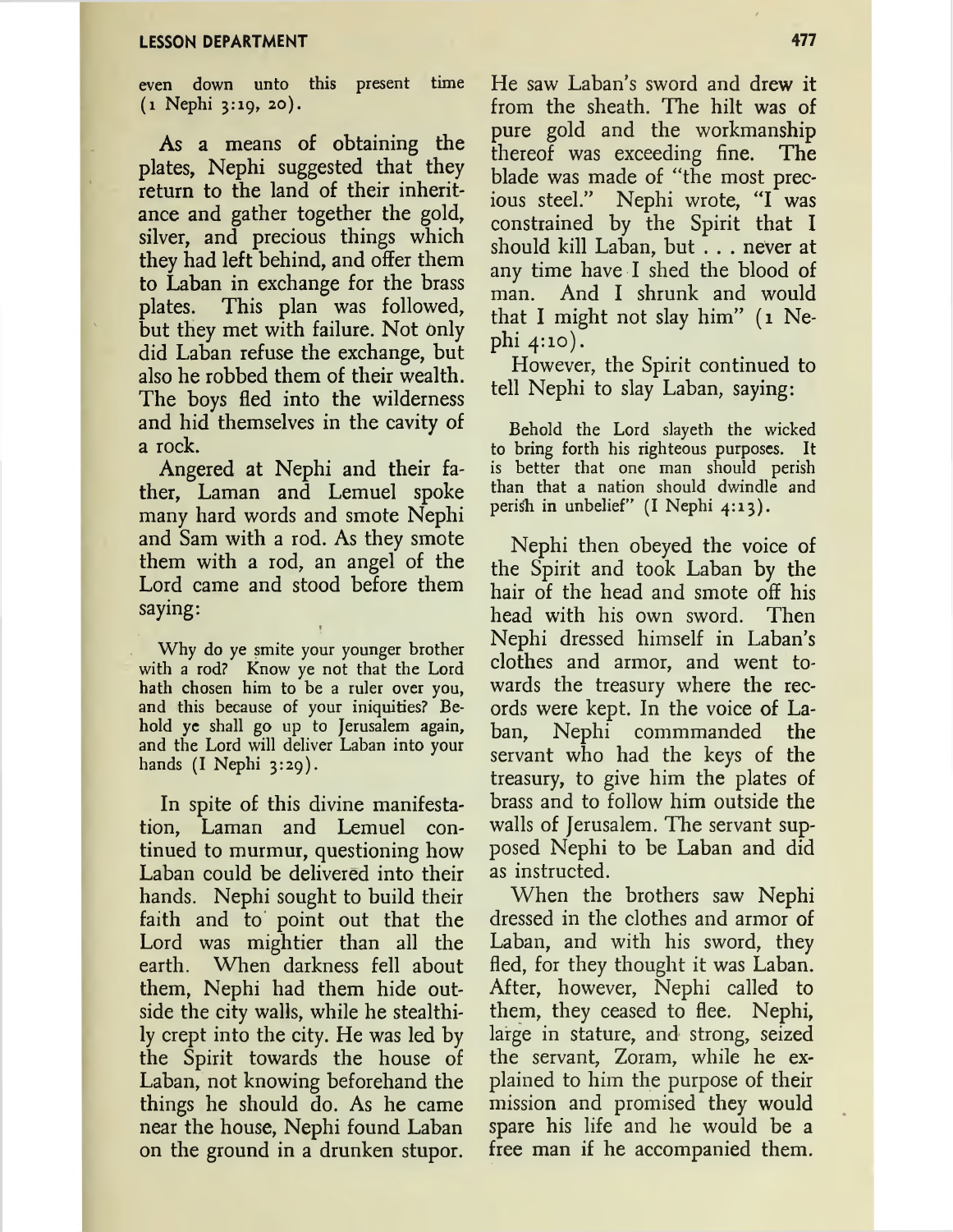even down unto this present time (1 Nephi 3:19, 20).

As a means of obtaining the plates, Nephi suggested that they return to the land of their inheritance and gather together the gold, silver, and precious things which they had left behind, and offer them to Laban in exchange for the brass plates. This plan was followed, but they met with failure. Not only did Laban refuse the exchange, but also he robbed them of their wealth. The boys fled into the wilderness and hid themselves in the cavity of a rock.

Angered at Nephi and their father, Laman and Lemuel spoke many hard words and smote Nephi and Sam with a rod. As they smote them with a rod, an angel of the Lord came and stood before them saying:

> Why do ye smite your younger brother with a rod? Know ye not that the Lord hath chosen him to be a ruler over you, and this because of your iniquities? Behold ye shall go up to Jerusalem again, and the Lord will deliver Laban into your hands (I Nephi 3:29).

In spite of this divine manifestation, Laman and Lemuel continued to murmur, questioning how Laban could be delivered into their hands. Nephi sought to build their faith and to point out that the Lord was mightier than all the earth. When darkness fell about them, Nephi had them hide outside the city walls, while he stealthily crept into the city. He was led by the Spirit towards the house of Laban, not knowing beforehand the things he should do. As he came near the house, Nephi found Laban on the ground in a drunken stupor. He saw Laban's sword and drew it from the sheath. The hilt was of pure gold and the workmanship thereof was exceeding fine. The blade was made of "the most precious steel." Nephi wrote, "I was constrained by the Spirit that I should kill Laban, but . . . never at any time have I shed the blood of man. And I shrunk and would that I might not slay him" (1 Nephi 4:10).

However, the Spirit continued to tell Nephi to slay Laban, saying:

> Behold the Lord slayeth the wicked to bring forth his righteous purposes. It is better that one man should perish than that a nation should dwindle and perish in unbelief" (I Nephi 4:13).

Nephi then obeyed the voice of the Spirit and took Laban by the hair of the head and smote off his head with his own sword. Then Nephi dressed himself in Laban's clothes and armor, and went towards the treasury where the records were kept. In the voice of Laban, Nephi commmanded the servant who had the keys of the treasury, to give him the plates of brass and to follow him outside the walls of Jerusalem. The servant supposed Nephi to be Laban and did as instructed.

When the brothers saw Nephi dressed in the clothes and armor of Laban, and with his sword, they fled, for they thought it was Laban. After, however, Nephi called to them, they ceased to flee. Nephi, large in stature, and strong, seized the servant, Zoram, while he explained to him the purpose of their mission and promised they would spare his life and he would be a free man if he accompanied them.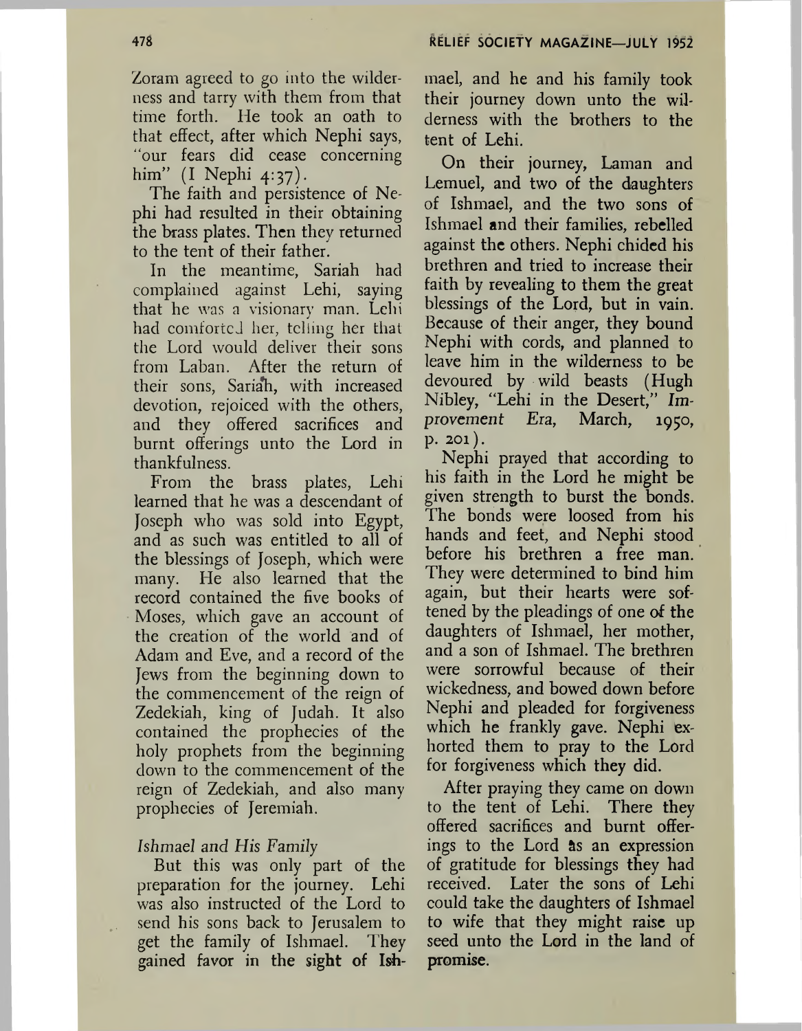Zoram agreed to go into the wilderness and tarry with them from that time forth. He took an oath to that effect, after which Nephi says, "our fears did cease concerning him" (I Nephi 4:37).

The faith and persistence of Nephi had resulted in their obtaining the brass plates. Then they returned to the tent of their father.

In the meantime, Sariah had complained against Lehi, saying that he was a visionary man. Lehi had comforted her, telling her that the Lord would deliver their sons from Laban. After the return of their sons, Sariah, with increased devotion, rejoiced with the others, and they offered sacrifices and burnt offerings unto the Lord in thankfulness.

From the brass plates, Lehi learned that he was a descendant of Joseph who was sold into Egypt, and as such was entitled to all of the blessings of Joseph, which were many. He also learned that the record contained the five books of Moses, which gave an account of the creation of the world and of Adam and Eve, and a record of the Jews from the beginning down to the commencement of the reign of Zedekiah, king of Judah. It also contained the prophecies of the holy prophets from the beginning down to the commencement of the reign of Zedekiah, and also many prophecies of Jeremiah.

*Ishmael and His Family*

But this was only part of the preparation for the journey. Lehi was also instructed of the Lord to send his sons back to Jerusalem to get the family of Ishmael. They gained favor in the sight of Ishmael, and he and his family took their journey down unto the wilderness with the brothers to the tent of Lehi.

On their journey, Laman and Lemuel, and two of the daughters of Ishmael, and the two sons of Ishmael and their families, rebelled against the others. Nephi chided his brethren and tried to increase their faith by revealing to them the great blessings of the Lord, but in vain. Because of their anger, they bound Nephi with cords, and planned to leave him in the wilderness to be devoured by wild beasts (Hugh Nibley, "Lehi in the Desert," *Improvement Era*, March, 1950, p. 201).

Nephi prayed that according to his faith in the Lord he might be given strength to burst the bonds. The bonds were loosed from his hands and feet, and Nephi stood before his brethren a free man. They were determined to bind him again, but their hearts were softened by the pleadings of one of the daughters of Ishmael, her mother, and a son of Ishmael. The brethren were sorrowful because of their wickedness, and bowed down before Nephi and pleaded for forgiveness which he frankly gave. Nephi exhorted them to pray to the Lord for forgiveness which they did.

After praying they came on down to the tent of Lehi. There they offered sacrifices and burnt offerings to the Lord as an expression of gratitude for blessings they had received. Later the sons of Lehi could take the daughters of Ishmael to wife that they might raise up seed unto the Lord in the land of promise.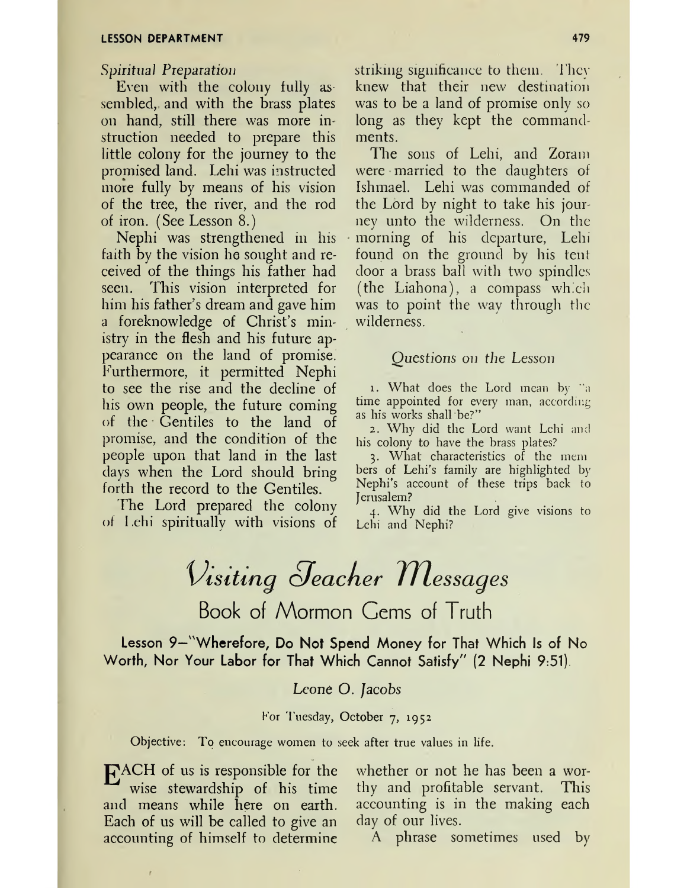*Spiritual Preparation*

Even with the colony fully assembled, and with the brass plates on hand, still there was more instruction needed to prepare this little colony for the journey to the promised land. Lehi was instructed more fully by means of his vision of the tree, the river, and the rod of iron. (See Lesson 8.)

Nephi was strengthened in his faith by the vision he sought and received of the things his father had seen. This vision interpreted for him his father's dream and gave him a foreknowledge of Christ's ministry in the flesh and his future appearance on the land of promise. Furthermore, it permitted Nephi to see the rise and the decline of his own people, the future coming of the Gentiles to the land of promise, and the condition of the people upon that land in the last days when the Lord should bring forth the record to the Gentiles.

The Lord prepared the colony of Lehi spiritually with visions of striking significance to them. They knew that their new destination was to be a land of promise only so long as they kept the commandments.

The sons of Lehi, and Zoram were married to the daughters of Ishmael. Lehi was commanded of the Lord by night to take his journey unto the wilderness. On the morning of his departure, Lehi found on the ground by his tent door a brass ball with two spindles (the Liahona), a compass which was to point the way through the wilderness.

*Questions on the Lesson*

1. What does the Lord mean by "a time appointed for every man, according as his works shall be?"
2. Why did the Lord want Lehi and his colony to have the brass plates?
3. What characteristics of the members of Lehi's family are highlighted by Nephi's account of these trips back to Jerusalem?
4. Why did the Lord give visions to Lehi and Nephi?

# *Visiting Teacher Messages*

## Book of Mormon Gems of Truth

**Lesson 9—"Wherefore, Do Not Spend Money for That Which Is of No Worth, Nor Your Labor for That Which Cannot Satisfy" (2 Nephi 9:51).**

*Leone O. Jacobs*

For Tuesday, October 7, 1952

Objective: To encourage women to seek after true values in life.

EACH of us is responsible for the wise stewardship of his time and means while here on earth. Each of us will be called to give an accounting of himself to determine whether or not he has been a worthy and profitable servant. This accounting is in the making each day of our lives.

A phrase sometimes used by